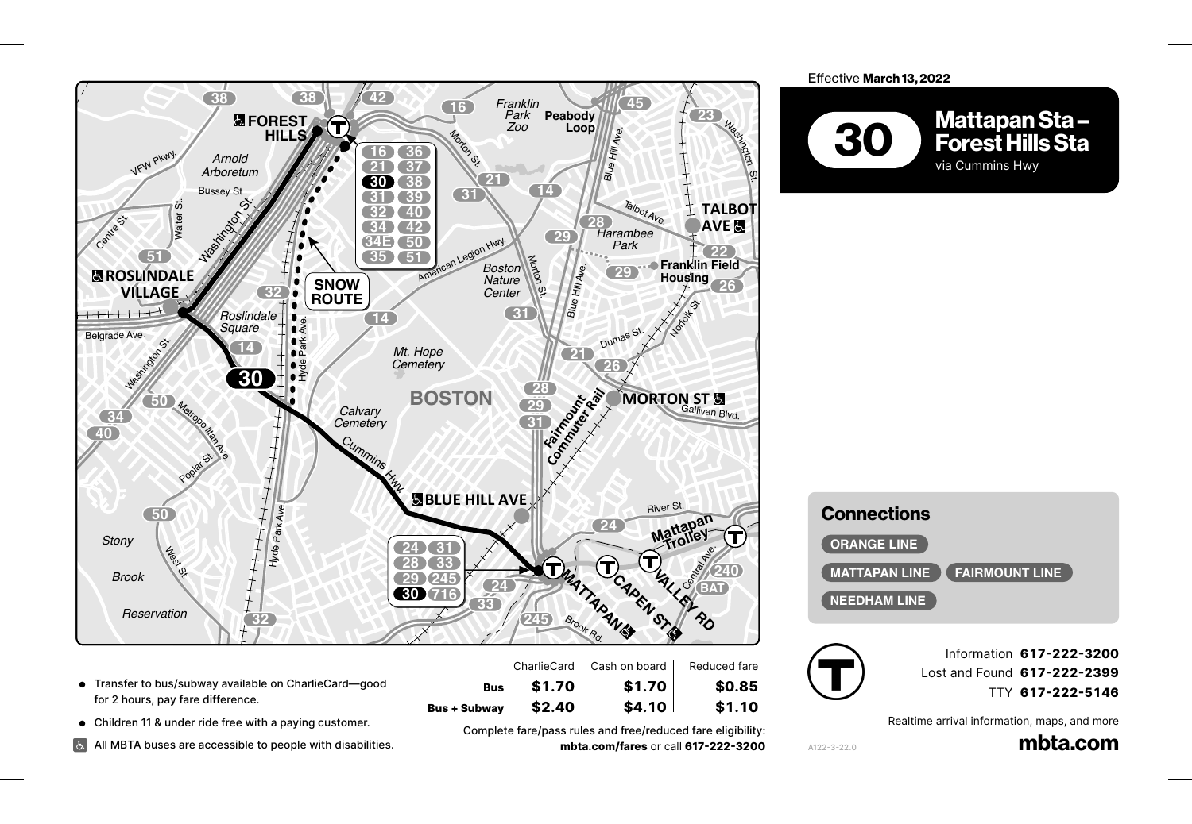Effective **March 13, 2022**

# 30 Mattapan Sta – Forest Hills Sta

via Cummins Hwy

## Connections

- ORANGE LINE
- MATTAPAN LINE
- FAIRMOUNT LINE
- NEEDHAM LINE

| | |
|---|---|
| Information | **617-222-3200** |
| Lost and Found | **617-222-2399** |
| TTY | **617-222-5146** |

Realtime arrival information, maps, and more

**mbta.com**

- Transfer to bus/subway available on CharlieCard—good for 2 hours, pay fare difference.
- Children 11 & under ride free with a paying customer.
- All MBTA buses are accessible to people with disabilities.

| | CharlieCard | Cash on board | Reduced fare |
|---|---|---|---|
| **Bus** | **$1.70** | **$1.70** | **$0.85** |
| **Bus + Subway** | **$2.40** | **$4.10** | **$1.10** |

Complete fare/pass rules and free/reduced fare eligibility: **mbta.com/fares** or call **617-222-3200**

A122-3-22.0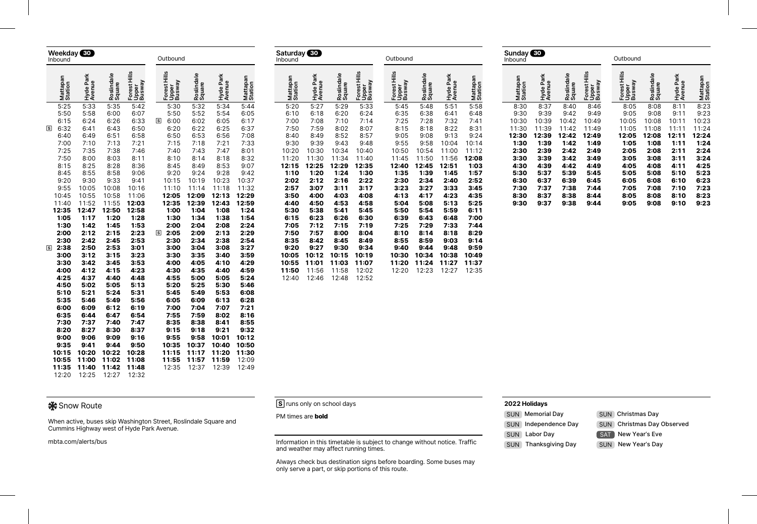## Weekday 30

### Inbound

| | Mattapan Station | Hyde Park Avenue | Roslindale Square | Forest Hills Upper Busway |
|---|---|---|---|---|
| | 5:25 | 5:33 | 5:35 | 5:42 |
| | 5:50 | 5:58 | 6:00 | 6:07 |
| | 6:15 | 6:24 | 6:26 | 6:33 |
| S | 6:32 | 6:41 | 6:43 | 6:50 |
| | 6:40 | 6:49 | 6:51 | 6:58 |
| | 7:00 | 7:10 | 7:13 | 7:21 |
| | 7:25 | 7:35 | 7:38 | 7:46 |
| | 7:50 | 8:00 | 8:03 | 8:11 |
| | 8:15 | 8:25 | 8:28 | 8:36 |
| | 8:45 | 8:55 | 8:58 | 9:06 |
| | 9:20 | 9:30 | 9:33 | 9:41 |
| | 9:55 | 10:05 | 10:08 | 10:16 |
| | 10:45 | 10:55 | 10:58 | 11:06 |
| | 11:40 | 11:52 | 11:55 | **12:03** |
| | **12:35** | **12:47** | **12:50** | **12:58** |
| | **1:05** | **1:17** | **1:20** | **1:28** |
| | **1:30** | **1:42** | **1:45** | **1:53** |
| | **2:00** | **2:12** | **2:15** | **2:23** |
| | **2:30** | **2:42** | **2:45** | **2:53** |
| S | **2:38** | **2:50** | **2:53** | **3:01** |
| | **3:00** | **3:12** | **3:15** | **3:23** |
| | **3:30** | **3:42** | **3:45** | **3:53** |
| | **4:00** | **4:12** | **4:15** | **4:23** |
| | **4:25** | **4:37** | **4:40** | **4:48** |
| | **4:50** | **5:02** | **5:05** | **5:13** |
| | **5:10** | **5:21** | **5:24** | **5:31** |
| | **5:35** | **5:46** | **5:49** | **5:56** |
| | **6:00** | **6:09** | **6:12** | **6:19** |
| | **6:35** | **6:44** | **6:47** | **6:54** |
| | **7:30** | **7:37** | **7:40** | **7:47** |
| | **8:20** | **8:27** | **8:30** | **8:37** |
| | **9:00** | **9:06** | **9:09** | **9:16** |
| | **9:35** | **9:41** | **9:44** | **9:50** |
| | **10:15** | **10:20** | **10:22** | **10:28** |
| | **10:55** | **11:00** | **11:02** | **11:08** |
| | **11:35** | **11:40** | **11:42** | **11:48** |
| | 12:20 | 12:25 | 12:27 | 12:32 |

### Outbound

| | Forest Hills Upper Busway | Roslindale Square | Hyde Park Avenue | Mattapan Station |
|---|---|---|---|---|
| | 5:30 | 5:32 | 5:34 | 5:44 |
| | 5:50 | 5:52 | 5:54 | 6:05 |
| S | 6:00 | 6:02 | 6:05 | 6:17 |
| | 6:20 | 6:22 | 6:25 | 6:37 |
| | 6:50 | 6:53 | 6:56 | 7:08 |
| | 7:15 | 7:18 | 7:21 | 7:33 |
| | 7:40 | 7:43 | 7:47 | 8:01 |
| | 8:10 | 8:14 | 8:18 | 8:32 |
| | 8:45 | 8:49 | 8:53 | 9:07 |
| | 9:20 | 9:24 | 9:28 | 9:42 |
| | 10:15 | 10:19 | 10:23 | 10:37 |
| | 11:10 | 11:14 | 11:18 | 11:32 |
| | **12:05** | **12:09** | **12:13** | **12:29** |
| | **12:35** | **12:39** | **12:43** | **12:59** |
| | **1:00** | **1:04** | **1:08** | **1:24** |
| | **1:30** | **1:34** | **1:38** | **1:54** |
| | **2:00** | **2:04** | **2:08** | **2:24** |
| S | **2:05** | **2:09** | **2:13** | **2:29** |
| | **2:30** | **2:34** | **2:38** | **2:54** |
| | **3:00** | **3:04** | **3:08** | **3:27** |
| | **3:30** | **3:35** | **3:40** | **3:59** |
| | **4:00** | **4:05** | **4:10** | **4:29** |
| | **4:30** | **4:35** | **4:40** | **4:59** |
| | **4:55** | **5:00** | **5:05** | **5:24** |
| | **5:20** | **5:25** | **5:30** | **5:46** |
| | **5:45** | **5:49** | **5:53** | **6:08** |
| | **6:05** | **6:09** | **6:13** | **6:28** |
| | **7:00** | **7:04** | **7:07** | **7:21** |
| | **7:55** | **7:59** | **8:02** | **8:16** |
| | **8:35** | **8:38** | **8:41** | **8:55** |
| | **9:15** | **9:18** | **9:21** | **9:32** |
| | **9:55** | **9:58** | **10:01** | **10:12** |
| | **10:35** | **10:37** | **10:40** | **10:50** |
| | **11:15** | **11:17** | **11:20** | **11:30** |
| | **11:55** | **11:57** | **11:59** | 12:09 |
| | 12:35 | 12:37 | 12:39 | 12:49 |

## Saturday 30

### Inbound

| Mattapan Station | Hyde Park Avenue | Roslindale Square | Forest Hills Upper Busway |
|---|---|---|---|
| 5:20 | 5:27 | 5:29 | 5:33 |
| 6:10 | 6:18 | 6:20 | 6:24 |
| 7:00 | 7:08 | 7:10 | 7:14 |
| 7:50 | 7:59 | 8:02 | 8:07 |
| 8:40 | 8:49 | 8:52 | 8:57 |
| 9:30 | 9:39 | 9:43 | 9:48 |
| 10:20 | 10:30 | 10:34 | 10:40 |
| 11:20 | 11:30 | 11:34 | 11:40 |
| **12:15** | **12:25** | **12:29** | **12:35** |
| **1:10** | **1:20** | **1:24** | **1:30** |
| **2:02** | **2:12** | **2:16** | **2:22** |
| **2:57** | **3:07** | **3:11** | **3:17** |
| **3:50** | **4:00** | **4:03** | **4:08** |
| **4:40** | **4:50** | **4:53** | **4:58** |
| **5:30** | **5:38** | **5:41** | **5:45** |
| **6:15** | **6:23** | **6:26** | **6:30** |
| **7:05** | **7:12** | **7:15** | **7:19** |
| **7:50** | **7:57** | **8:00** | **8:04** |
| **8:35** | **8:42** | **8:45** | **8:49** |
| **9:20** | **9:27** | **9:30** | **9:34** |
| **10:05** | **10:12** | **10:15** | **10:19** |
| **10:55** | **11:01** | **11:03** | **11:07** |
| **11:50** | 11:56 | 11:58 | 12:02 |
| 12:40 | 12:46 | 12:48 | 12:52 |

### Outbound

| Forest Hills Upper Busway | Roslindale Square | Hyde Park Avenue | Mattapan Station |
|---|---|---|---|
| 5:45 | 5:48 | 5:51 | 5:58 |
| 6:35 | 6:38 | 6:41 | 6:48 |
| 7:25 | 7:28 | 7:32 | 7:41 |
| 8:15 | 8:18 | 8:22 | 8:31 |
| 9:05 | 9:08 | 9:13 | 9:24 |
| 9:55 | 9:58 | 10:04 | 10:14 |
| 10:50 | 10:54 | 11:00 | 11:12 |
| 11:45 | 11:50 | 11:56 | **12:08** |
| **12:40** | **12:45** | **12:51** | **1:03** |
| **1:35** | **1:39** | **1:45** | **1:57** |
| **2:30** | **2:34** | **2:40** | **2:52** |
| **3:23** | **3:27** | **3:33** | **3:45** |
| **4:13** | **4:17** | **4:23** | **4:35** |
| **5:04** | **5:08** | **5:13** | **5:25** |
| **5:50** | **5:54** | **5:59** | **6:11** |
| **6:39** | **6:43** | **6:48** | **7:00** |
| **7:25** | **7:29** | **7:33** | **7:44** |
| **8:10** | **8:14** | **8:18** | **8:29** |
| **8:55** | **8:59** | **9:03** | **9:14** |
| **9:40** | **9:44** | **9:48** | **9:59** |
| **10:30** | **10:34** | **10:38** | **10:49** |
| **11:20** | **11:24** | **11:27** | **11:37** |
| 12:20 | 12:23 | 12:27 | 12:35 |

## Sunday 30

### Inbound

| Mattapan Station | Hyde Park Avenue | Roslindale Square | Forest Hills Upper Busway |
|---|---|---|---|
| 8:30 | 8:37 | 8:40 | 8:46 |
| 9:30 | 9:39 | 9:42 | 9:49 |
| 10:30 | 10:39 | 10:42 | 10:49 |
| 11:30 | 11:39 | 11:42 | 11:49 |
| **12:30** | **12:39** | **12:42** | **12:49** |
| **1:30** | **1:39** | **1:42** | **1:49** |
| **2:30** | **2:39** | **2:42** | **2:49** |
| **3:30** | **3:39** | **3:42** | **3:49** |
| **4:30** | **4:39** | **4:42** | **4:49** |
| **5:30** | **5:37** | **5:39** | **5:45** |
| **6:30** | **6:37** | **6:39** | **6:45** |
| **7:30** | **7:37** | **7:38** | **7:44** |
| **8:30** | **8:37** | **8:38** | **8:44** |
| **9:30** | **9:37** | **9:38** | **9:44** |

### Outbound

| Forest Hills Upper Busway | Roslindale Square | Hyde Park Avenue | Mattapan Station |
|---|---|---|---|
| 8:05 | 8:08 | 8:11 | 8:23 |
| 9:05 | 9:08 | 9:11 | 9:23 |
| 10:05 | 10:08 | 10:11 | 10:23 |
| 11:05 | 11:08 | 11:11 | 11:24 |
| **12:05** | **12:08** | **12:11** | **12:24** |
| **1:05** | **1:08** | **1:11** | **1:24** |
| **2:05** | **2:08** | **2:11** | **2:24** |
| **3:05** | **3:08** | **3:11** | **3:24** |
| **4:05** | **4:08** | **4:11** | **4:25** |
| **5:05** | **5:08** | **5:10** | **5:23** |
| **6:05** | **6:08** | **6:10** | **6:23** |
| **7:05** | **7:08** | **7:10** | **7:23** |
| **8:05** | **8:08** | **8:10** | **8:23** |
| **9:05** | **9:08** | **9:10** | **9:23** |

### Snow Route

When active, buses skip Washington Street, Roslindale Square and Cummins Highway west of Hyde Park Avenue.

mbta.com/alerts/bus

S runs only on school days

PM times are **bold**

Information in this timetable is subject to change without notice. Traffic and weather may affect running times.

Always check bus destination signs before boarding. Some buses may only serve a part, or skip portions of this route.

### 2022 Holidays

- SUN Memorial Day
- SUN Independence Day
- SUN Labor Day
- SUN Thanksgiving Day
- SUN Christmas Day
- SUN Christmas Day Observed
- SAT New Year's Eve
- SUN New Year's Day